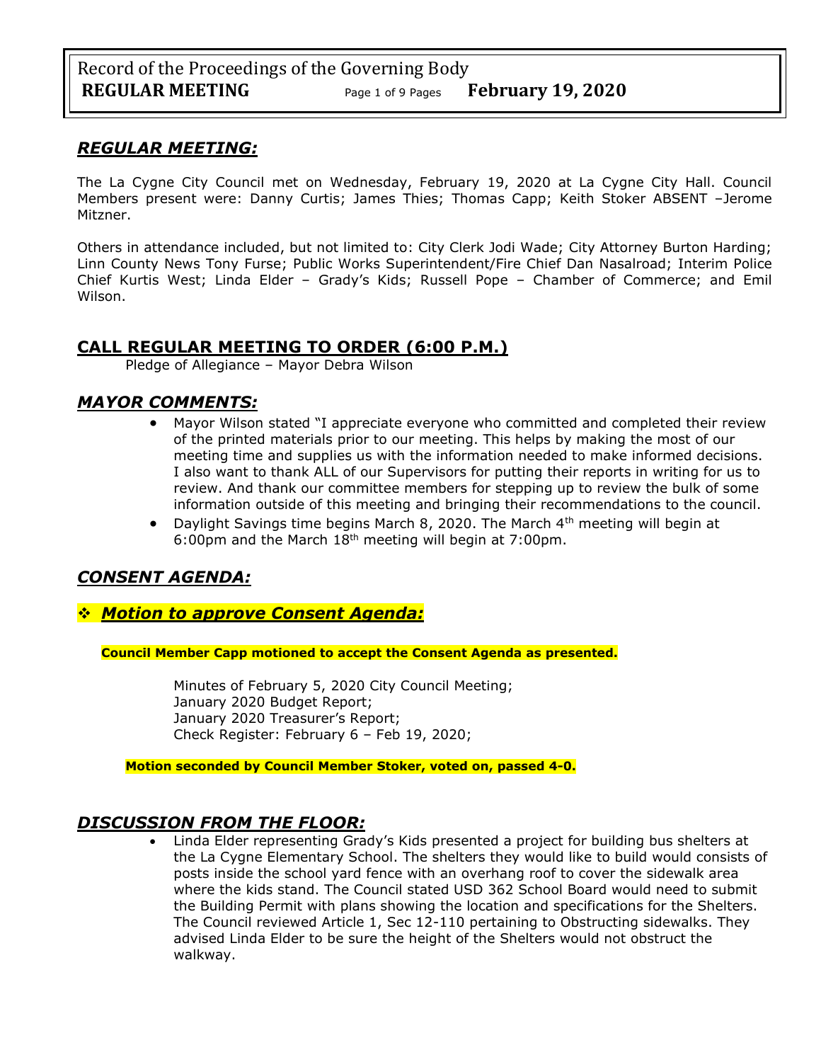## *REGULAR MEETING:*

The La Cygne City Council met on Wednesday, February 19, 2020 at La Cygne City Hall. Council Members present were: Danny Curtis; James Thies; Thomas Capp; Keith Stoker ABSENT –Jerome Mitzner.

Others in attendance included, but not limited to: City Clerk Jodi Wade; City Attorney Burton Harding; Linn County News Tony Furse; Public Works Superintendent/Fire Chief Dan Nasalroad; Interim Police Chief Kurtis West; Linda Elder – Grady's Kids; Russell Pope – Chamber of Commerce; and Emil Wilson.

## CALL REGULAR MEETING TO ORDER (6:00 P.M.)

Pledge of Allegiance – Mayor Debra Wilson

## *MAYOR COMMENTS:*

- Mayor Wilson stated "I appreciate everyone who committed and completed their review of the printed materials prior to our meeting. This helps by making the most of our meeting time and supplies us with the information needed to make informed decisions. I also want to thank ALL of our Supervisors for putting their reports in writing for us to review. And thank our committee members for stepping up to review the bulk of some information outside of this meeting and bringing their recommendations to the council.
- Daylight Savings time begins March 8, 2020. The March 4th meeting will begin at 6:00pm and the March 18th meeting will begin at 7:00pm.

## *CONSENT AGENDA:*

### ❖ *Motion to approve Consent Agenda:*

**Council Member Capp motioned to accept the Consent Agenda as presented.**

Minutes of February 5, 2020 City Council Meeting;
January 2020 Budget Report;
January 2020 Treasurer's Report;
Check Register: February 6 – Feb 19, 2020;

**Motion seconded by Council Member Stoker, voted on, passed 4-0.**

## *DISCUSSION FROM THE FLOOR:*

- Linda Elder representing Grady's Kids presented a project for building bus shelters at the La Cygne Elementary School. The shelters they would like to build would consists of posts inside the school yard fence with an overhang roof to cover the sidewalk area where the kids stand. The Council stated USD 362 School Board would need to submit the Building Permit with plans showing the location and specifications for the Shelters. The Council reviewed Article 1, Sec 12-110 pertaining to Obstructing sidewalks. They advised Linda Elder to be sure the height of the Shelters would not obstruct the walkway.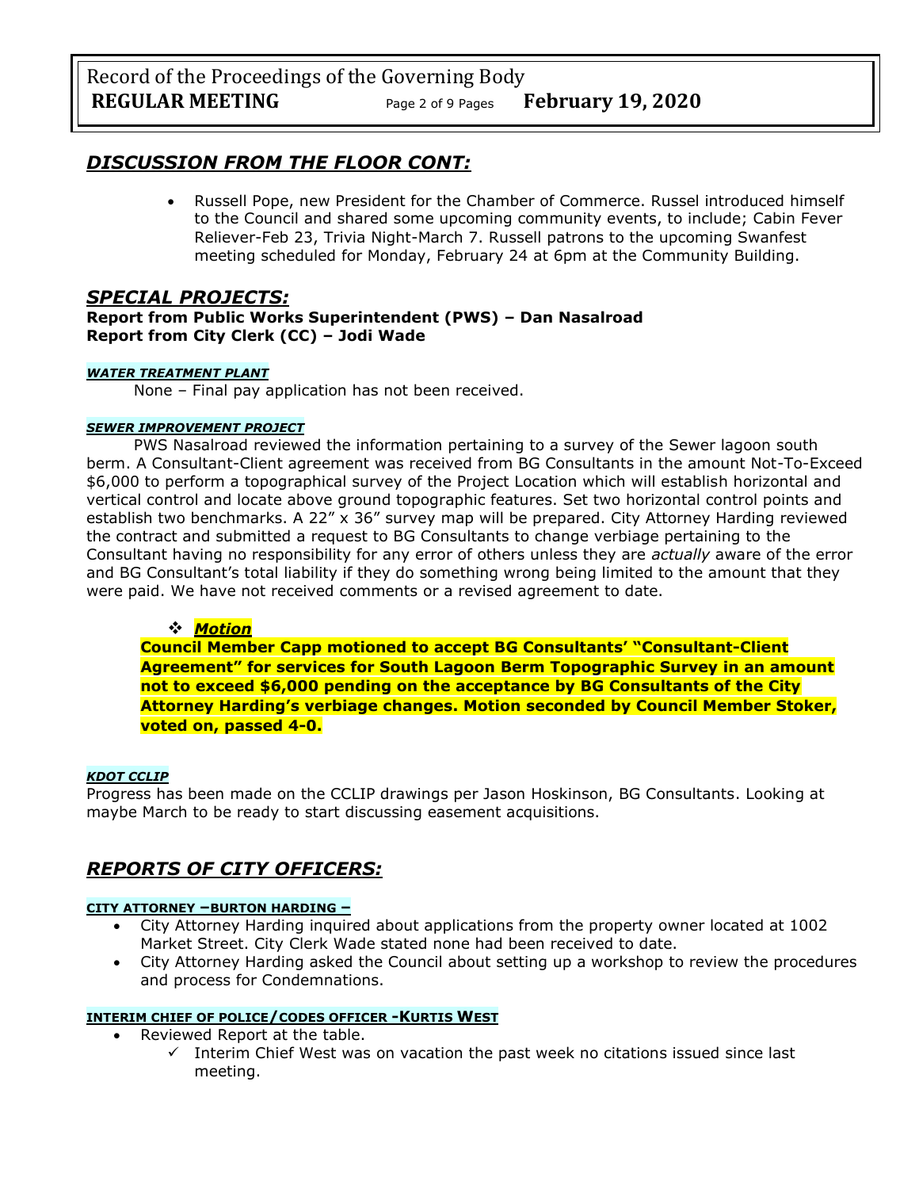## *DISCUSSION FROM THE FLOOR CONT:*

- Russell Pope, new President for the Chamber of Commerce. Russel introduced himself to the Council and shared some upcoming community events, to include; Cabin Fever Reliever-Feb 23, Trivia Night-March 7. Russell patrons to the upcoming Swanfest meeting scheduled for Monday, February 24 at 6pm at the Community Building.

## *SPECIAL PROJECTS:*

**Report from Public Works Superintendent (PWS) – Dan Nasalroad**
**Report from City Clerk (CC) – Jodi Wade**

#### ***WATER TREATMENT PLANT***

None – Final pay application has not been received.

#### ***SEWER IMPROVEMENT PROJECT***

PWS Nasalroad reviewed the information pertaining to a survey of the Sewer lagoon south berm. A Consultant-Client agreement was received from BG Consultants in the amount Not-To-Exceed $6,000 to perform a topographical survey of the Project Location which will establish horizontal and vertical control and locate above ground topographic features. Set two horizontal control points and establish two benchmarks. A 22" x 36" survey map will be prepared. City Attorney Harding reviewed the contract and submitted a request to BG Consultants to change verbiage pertaining to the Consultant having no responsibility for any error of others unless they are *actually* aware of the error and BG Consultant's total liability if they do something wrong being limited to the amount that they were paid. We have not received comments or a revised agreement to date.

- ***Motion***

**Council Member Capp motioned to accept BG Consultants' "Consultant-Client Agreement" for services for South Lagoon Berm Topographic Survey in an amount not to exceed $6,000 pending on the acceptance by BG Consultants of the City Attorney Harding's verbiage changes. Motion seconded by Council Member Stoker, voted on, passed 4-0.**

#### ***KDOT CCLIP***

Progress has been made on the CCLIP drawings per Jason Hoskinson, BG Consultants. Looking at maybe March to be ready to start discussing easement acquisitions.

## *REPORTS OF CITY OFFICERS:*

#### **CITY ATTORNEY –BURTON HARDING –**

- City Attorney Harding inquired about applications from the property owner located at 1002 Market Street. City Clerk Wade stated none had been received to date.
- City Attorney Harding asked the Council about setting up a workshop to review the procedures and process for Condemnations.

#### **INTERIM CHIEF OF POLICE/CODES OFFICER -KURTIS WEST**

- Reviewed Report at the table.
  - ✓ Interim Chief West was on vacation the past week no citations issued since last meeting.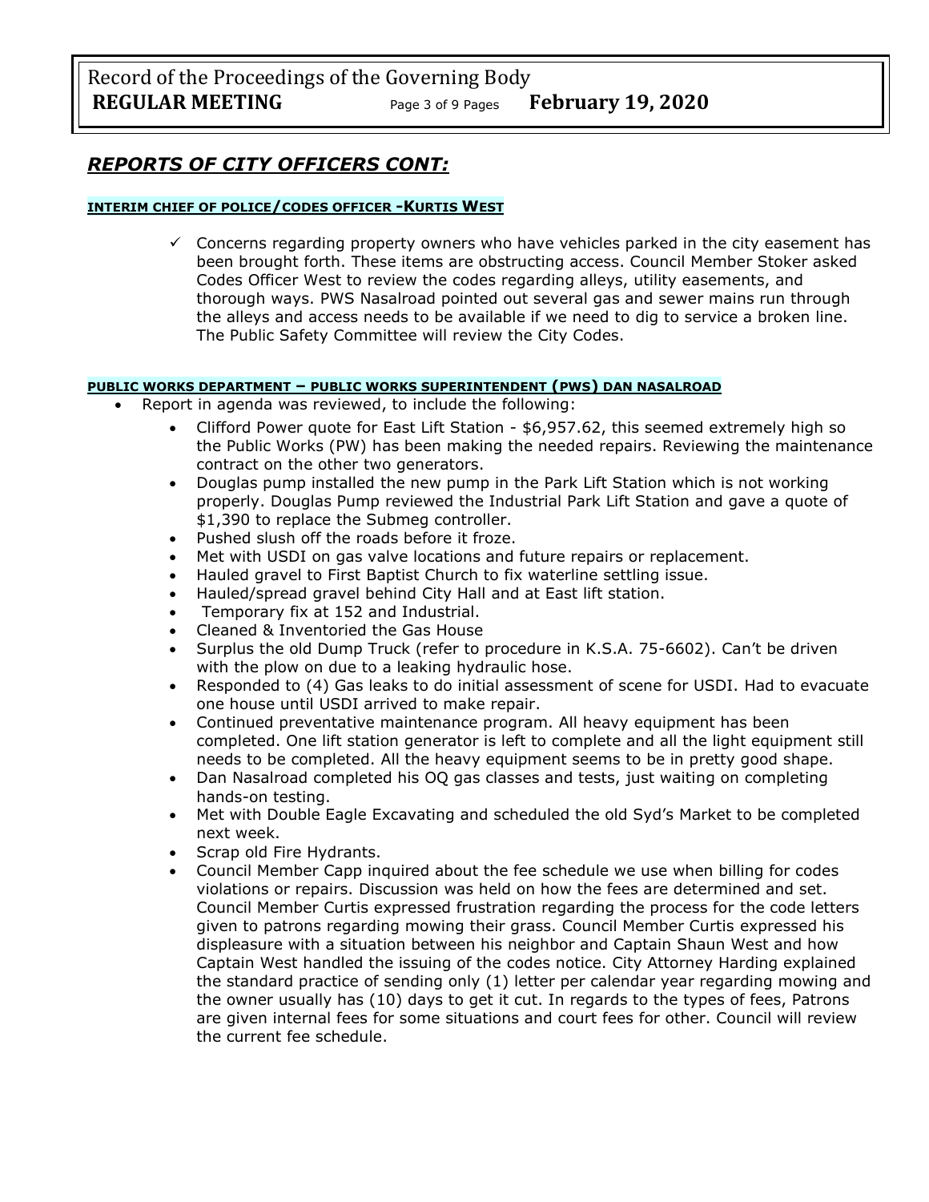## *REPORTS OF CITY OFFICERS CONT:*

**INTERIM CHIEF OF POLICE/CODES OFFICER -KURTIS WEST**

- ✓ Concerns regarding property owners who have vehicles parked in the city easement has been brought forth. These items are obstructing access. Council Member Stoker asked Codes Officer West to review the codes regarding alleys, utility easements, and thorough ways. PWS Nasalroad pointed out several gas and sewer mains run through the alleys and access needs to be available if we need to dig to service a broken line. The Public Safety Committee will review the City Codes.

**PUBLIC WORKS DEPARTMENT – PUBLIC WORKS SUPERINTENDENT (PWS) DAN NASALROAD**

- Report in agenda was reviewed, to include the following:
  - Clifford Power quote for East Lift Station - $6,957.62, this seemed extremely high so the Public Works (PW) has been making the needed repairs. Reviewing the maintenance contract on the other two generators.
  - Douglas pump installed the new pump in the Park Lift Station which is not working properly. Douglas Pump reviewed the Industrial Park Lift Station and gave a quote of $1,390 to replace the Submeg controller.
  - Pushed slush off the roads before it froze.
  - Met with USDI on gas valve locations and future repairs or replacement.
  - Hauled gravel to First Baptist Church to fix waterline settling issue.
  - Hauled/spread gravel behind City Hall and at East lift station.
  - Temporary fix at 152 and Industrial.
  - Cleaned & Inventoried the Gas House
  - Surplus the old Dump Truck (refer to procedure in K.S.A. 75-6602). Can't be driven with the plow on due to a leaking hydraulic hose.
  - Responded to (4) Gas leaks to do initial assessment of scene for USDI. Had to evacuate one house until USDI arrived to make repair.
  - Continued preventative maintenance program. All heavy equipment has been completed. One lift station generator is left to complete and all the light equipment still needs to be completed. All the heavy equipment seems to be in pretty good shape.
  - Dan Nasalroad completed his OQ gas classes and tests, just waiting on completing hands-on testing.
  - Met with Double Eagle Excavating and scheduled the old Syd's Market to be completed next week.
  - Scrap old Fire Hydrants.
  - Council Member Capp inquired about the fee schedule we use when billing for codes violations or repairs. Discussion was held on how the fees are determined and set. Council Member Curtis expressed frustration regarding the process for the code letters given to patrons regarding mowing their grass. Council Member Curtis expressed his displeasure with a situation between his neighbor and Captain Shaun West and how Captain West handled the issuing of the codes notice. City Attorney Harding explained the standard practice of sending only (1) letter per calendar year regarding mowing and the owner usually has (10) days to get it cut. In regards to the types of fees, Patrons are given internal fees for some situations and court fees for other. Council will review the current fee schedule.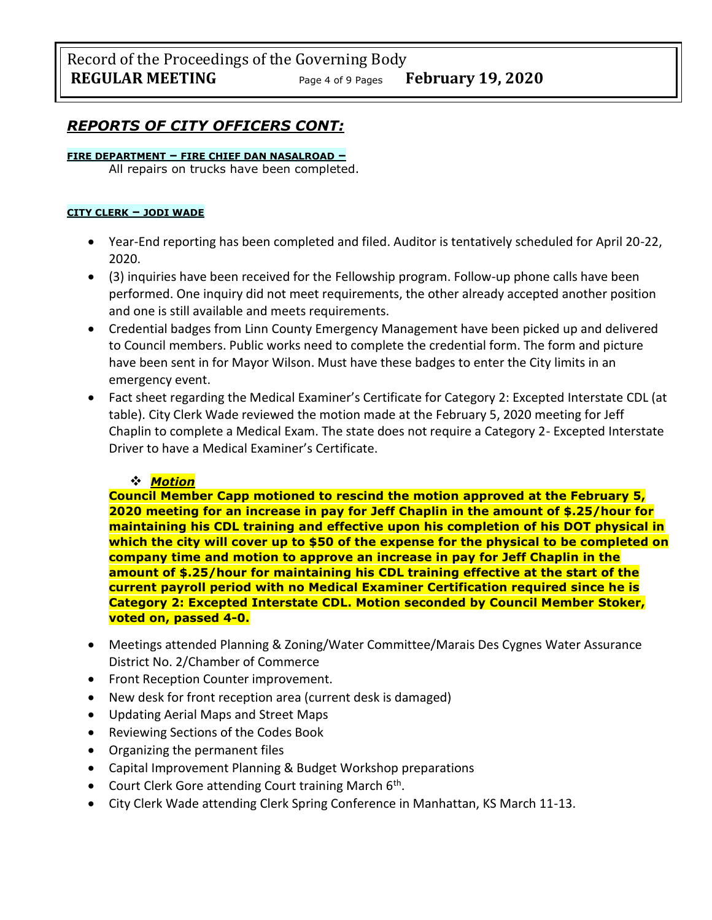## *REPORTS OF CITY OFFICERS CONT:*

**FIRE DEPARTMENT – FIRE CHIEF DAN NASALROAD –**

All repairs on trucks have been completed.

**CITY CLERK – JODI WADE**

- Year-End reporting has been completed and filed. Auditor is tentatively scheduled for April 20-22, 2020.
- (3) inquiries have been received for the Fellowship program. Follow-up phone calls have been performed. One inquiry did not meet requirements, the other already accepted another position and one is still available and meets requirements.
- Credential badges from Linn County Emergency Management have been picked up and delivered to Council members. Public works need to complete the credential form. The form and picture have been sent in for Mayor Wilson. Must have these badges to enter the City limits in an emergency event.
- Fact sheet regarding the Medical Examiner's Certificate for Category 2: Excepted Interstate CDL (at table). City Clerk Wade reviewed the motion made at the February 5, 2020 meeting for Jeff Chaplin to complete a Medical Exam. The state does not require a Category 2- Excepted Interstate Driver to have a Medical Examiner's Certificate.

  - ***Motion***

**Council Member Capp motioned to rescind the motion approved at the February 5, 2020 meeting for an increase in pay for Jeff Chaplin in the amount of $.25/hour for maintaining his CDL training and effective upon his completion of his DOT physical in which the city will cover up to $50 of the expense for the physical to be completed on company time and motion to approve an increase in pay for Jeff Chaplin in the amount of $.25/hour for maintaining his CDL training effective at the start of the current payroll period with no Medical Examiner Certification required since he is Category 2: Excepted Interstate CDL. Motion seconded by Council Member Stoker, voted on, passed 4-0.**

- Meetings attended Planning & Zoning/Water Committee/Marais Des Cygnes Water Assurance District No. 2/Chamber of Commerce
- Front Reception Counter improvement.
- New desk for front reception area (current desk is damaged)
- Updating Aerial Maps and Street Maps
- Reviewing Sections of the Codes Book
- Organizing the permanent files
- Capital Improvement Planning & Budget Workshop preparations
- Court Clerk Gore attending Court training March 6th.
- City Clerk Wade attending Clerk Spring Conference in Manhattan, KS March 11-13.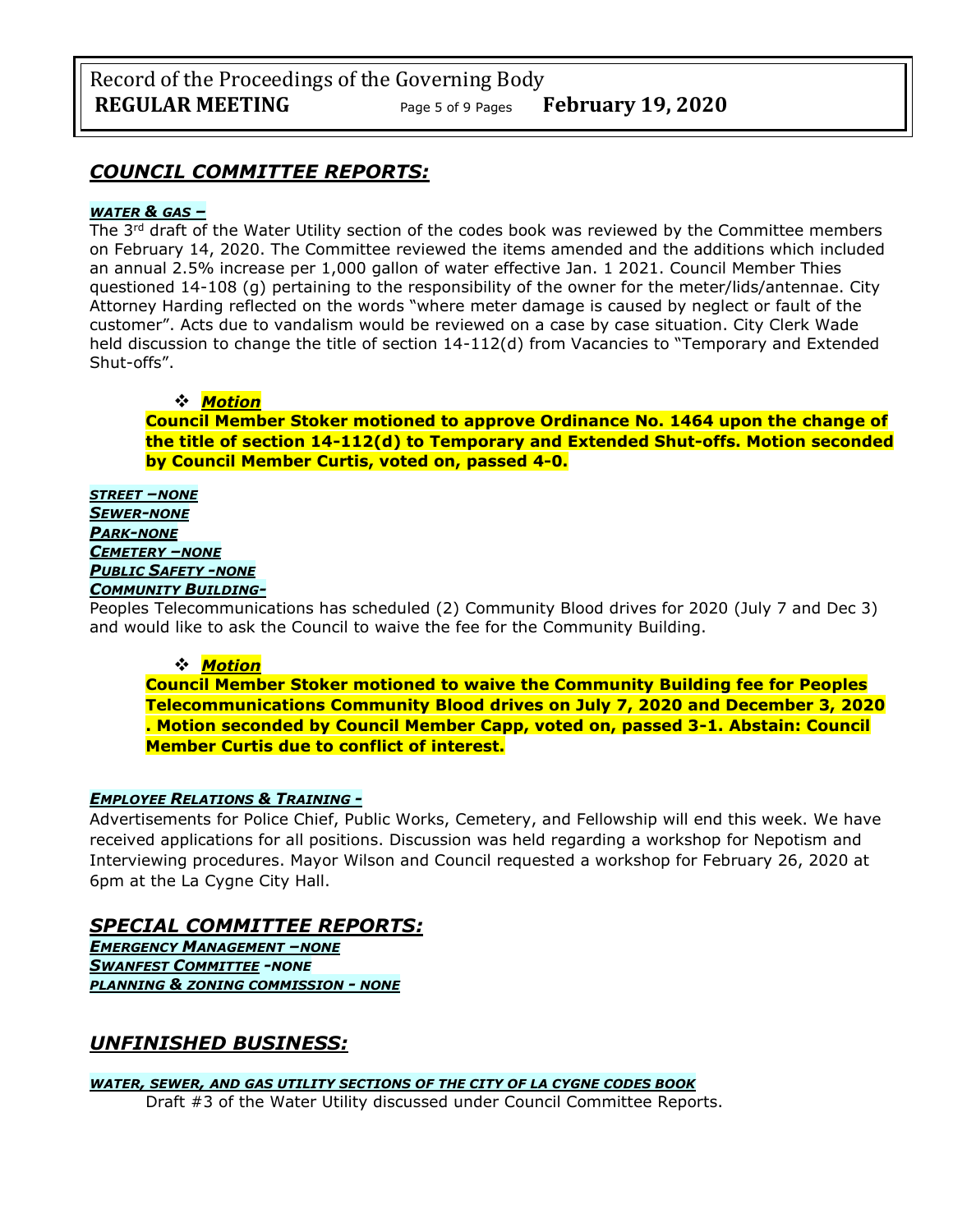## *COUNCIL COMMITTEE REPORTS:*

***WATER & GAS –***

The 3rd draft of the Water Utility section of the codes book was reviewed by the Committee members on February 14, 2020. The Committee reviewed the items amended and the additions which included an annual 2.5% increase per 1,000 gallon of water effective Jan. 1 2021. Council Member Thies questioned 14-108 (g) pertaining to the responsibility of the owner for the meter/lids/antennae. City Attorney Harding reflected on the words "where meter damage is caused by neglect or fault of the customer". Acts due to vandalism would be reviewed on a case by case situation. City Clerk Wade held discussion to change the title of section 14-112(d) from Vacancies to "Temporary and Extended Shut-offs".

- ***Motion***

**Council Member Stoker motioned to approve Ordinance No. 1464 upon the change of the title of section 14-112(d) to Temporary and Extended Shut-offs. Motion seconded by Council Member Curtis, voted on, passed 4-0.**

***STREET –NONE***
***SEWER-NONE***
***PARK-NONE***
***CEMETERY –NONE***
***PUBLIC SAFETY -NONE***
***COMMUNITY BUILDING-***

Peoples Telecommunications has scheduled (2) Community Blood drives for 2020 (July 7 and Dec 3) and would like to ask the Council to waive the fee for the Community Building.

- ***Motion***

**Council Member Stoker motioned to waive the Community Building fee for Peoples Telecommunications Community Blood drives on July 7, 2020 and December 3, 2020 . Motion seconded by Council Member Capp, voted on, passed 3-1. Abstain: Council Member Curtis due to conflict of interest.**

***EMPLOYEE RELATIONS & TRAINING -***

Advertisements for Police Chief, Public Works, Cemetery, and Fellowship will end this week. We have received applications for all positions. Discussion was held regarding a workshop for Nepotism and Interviewing procedures. Mayor Wilson and Council requested a workshop for February 26, 2020 at 6pm at the La Cygne City Hall.

## *SPECIAL COMMITTEE REPORTS:*

***EMERGENCY MANAGEMENT –NONE***
***SWANFEST COMMITTEE -NONE***
***PLANNING & ZONING COMMISSION - NONE***

## *UNFINISHED BUSINESS:*

***WATER, SEWER, AND GAS UTILITY SECTIONS OF THE CITY OF LA CYGNE CODES BOOK***

Draft #3 of the Water Utility discussed under Council Committee Reports.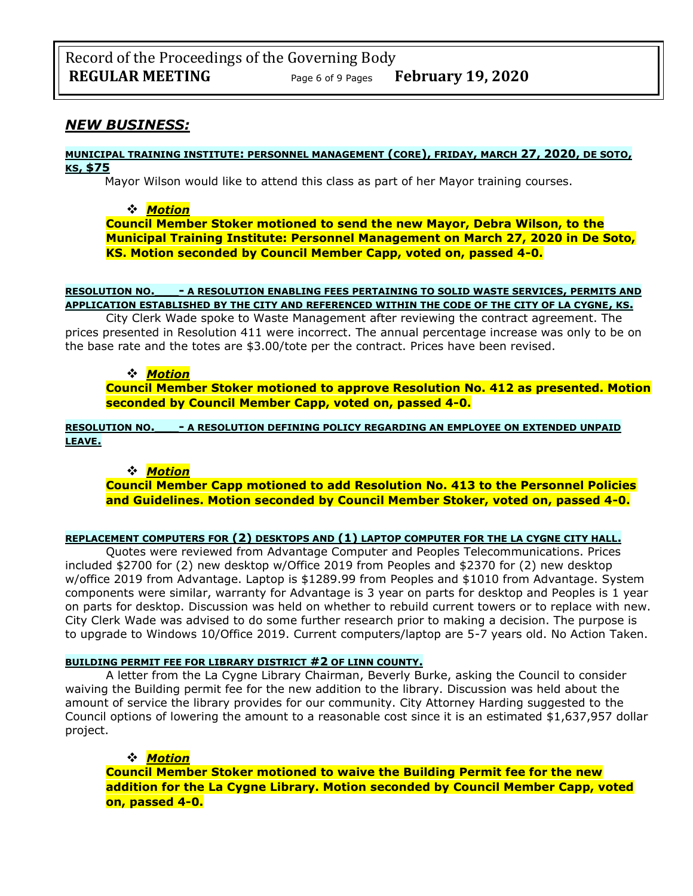## *NEW BUSINESS:*

**MUNICIPAL TRAINING INSTITUTE: PERSONNEL MANAGEMENT (CORE), FRIDAY, MARCH 27, 2020, DE SOTO, KS, $75**

Mayor Wilson would like to attend this class as part of her Mayor training courses.

- ***Motion***

**Council Member Stoker motioned to send the new Mayor, Debra Wilson, to the Municipal Training Institute: Personnel Management on March 27, 2020 in De Soto, KS. Motion seconded by Council Member Capp, voted on, passed 4-0.**

**RESOLUTION NO.___- A RESOLUTION ENABLING FEES PERTAINING TO SOLID WASTE SERVICES, PERMITS AND APPLICATION ESTABLISHED BY THE CITY AND REFERENCED WITHIN THE CODE OF THE CITY OF LA CYGNE, KS.**

City Clerk Wade spoke to Waste Management after reviewing the contract agreement. The prices presented in Resolution 411 were incorrect. The annual percentage increase was only to be on the base rate and the totes are $3.00/tote per the contract. Prices have been revised.

- ***Motion***

**Council Member Stoker motioned to approve Resolution No. 412 as presented. Motion seconded by Council Member Capp, voted on, passed 4-0.**

**RESOLUTION NO.___- A RESOLUTION DEFINING POLICY REGARDING AN EMPLOYEE ON EXTENDED UNPAID LEAVE.**

- ***Motion***

**Council Member Capp motioned to add Resolution No. 413 to the Personnel Policies and Guidelines. Motion seconded by Council Member Stoker, voted on, passed 4-0.**

**REPLACEMENT COMPUTERS FOR (2) DESKTOPS AND (1) LAPTOP COMPUTER FOR THE LA CYGNE CITY HALL.**

Quotes were reviewed from Advantage Computer and Peoples Telecommunications. Prices included $2700 for (2) new desktop w/Office 2019 from Peoples and $2370 for (2) new desktop w/office 2019 from Advantage. Laptop is $1289.99 from Peoples and $1010 from Advantage. System components were similar, warranty for Advantage is 3 year on parts for desktop and Peoples is 1 year on parts for desktop. Discussion was held on whether to rebuild current towers or to replace with new. City Clerk Wade was advised to do some further research prior to making a decision. The purpose is to upgrade to Windows 10/Office 2019. Current computers/laptop are 5-7 years old. No Action Taken.

**BUILDING PERMIT FEE FOR LIBRARY DISTRICT #2 OF LINN COUNTY.**

A letter from the La Cygne Library Chairman, Beverly Burke, asking the Council to consider waiving the Building permit fee for the new addition to the library. Discussion was held about the amount of service the library provides for our community. City Attorney Harding suggested to the Council options of lowering the amount to a reasonable cost since it is an estimated $1,637,957 dollar project.

- ***Motion***

**Council Member Stoker motioned to waive the Building Permit fee for the new addition for the La Cygne Library. Motion seconded by Council Member Capp, voted on, passed 4-0.**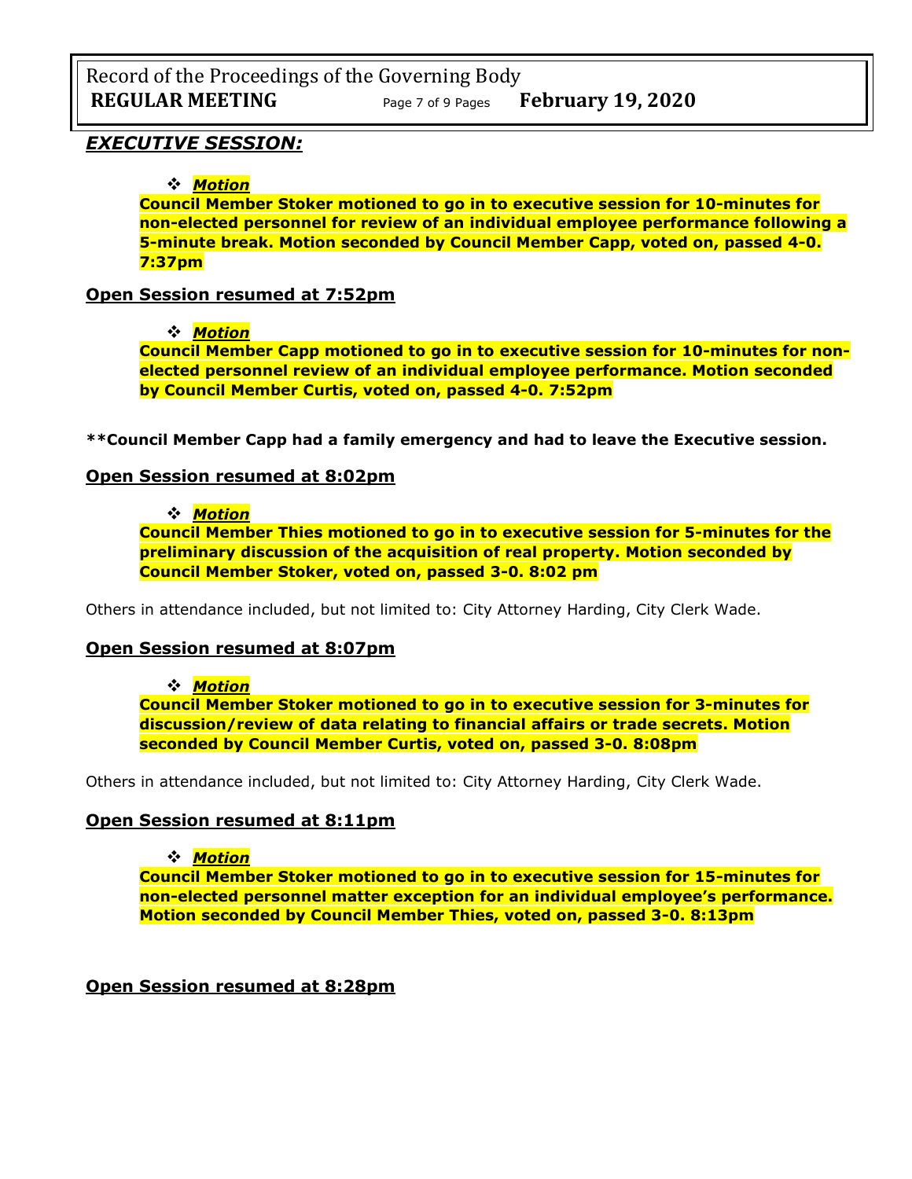## *EXECUTIVE SESSION:*

- ***Motion***

**Council Member Stoker motioned to go in to executive session for 10-minutes for non-elected personnel for review of an individual employee performance following a 5-minute break. Motion seconded by Council Member Capp, voted on, passed 4-0. 7:37pm**

### Open Session resumed at 7:52pm

- ***Motion***

**Council Member Capp motioned to go in to executive session for 10-minutes for non-elected personnel review of an individual employee performance. Motion seconded by Council Member Curtis, voted on, passed 4-0. 7:52pm**

****Council Member Capp had a family emergency and had to leave the Executive session.**

### Open Session resumed at 8:02pm

- ***Motion***

**Council Member Thies motioned to go in to executive session for 5-minutes for the preliminary discussion of the acquisition of real property. Motion seconded by Council Member Stoker, voted on, passed 3-0. 8:02 pm**

Others in attendance included, but not limited to: City Attorney Harding, City Clerk Wade.

### Open Session resumed at 8:07pm

- ***Motion***

**Council Member Stoker motioned to go in to executive session for 3-minutes for discussion/review of data relating to financial affairs or trade secrets. Motion seconded by Council Member Curtis, voted on, passed 3-0. 8:08pm**

Others in attendance included, but not limited to: City Attorney Harding, City Clerk Wade.

### Open Session resumed at 8:11pm

- ***Motion***

**Council Member Stoker motioned to go in to executive session for 15-minutes for non-elected personnel matter exception for an individual employee's performance. Motion seconded by Council Member Thies, voted on, passed 3-0. 8:13pm**

### Open Session resumed at 8:28pm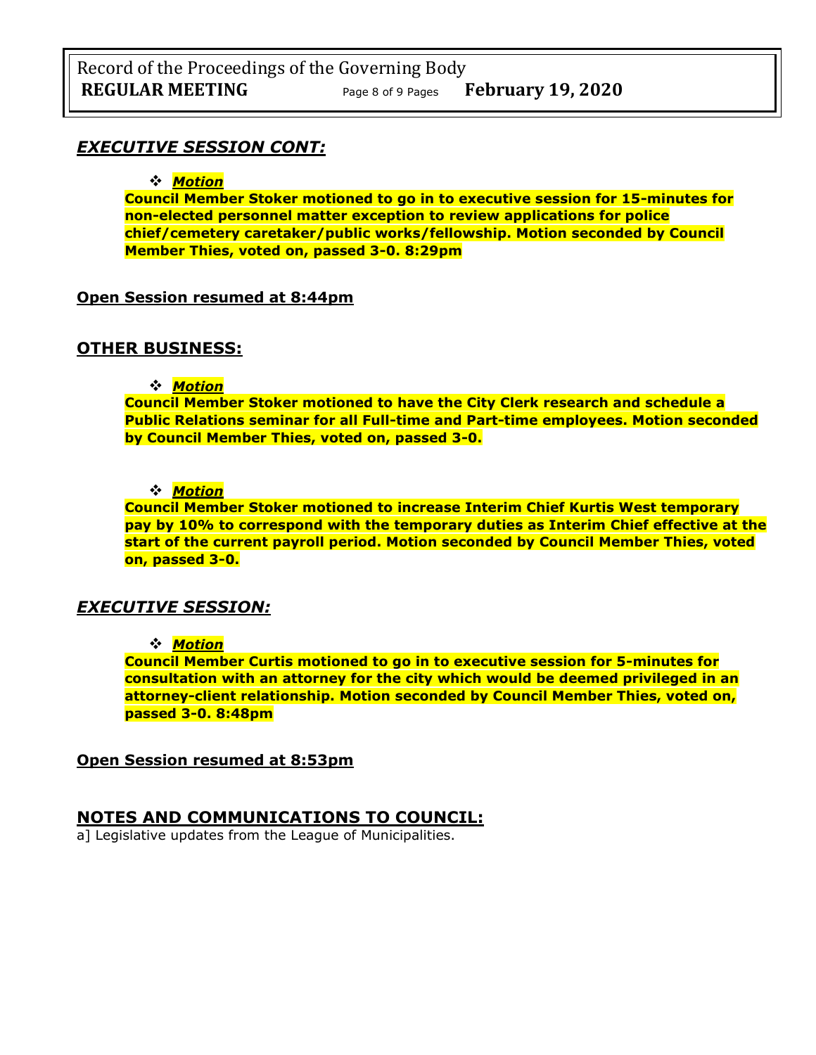## *EXECUTIVE SESSION CONT:*

- ***Motion***

**Council Member Stoker motioned to go in to executive session for 15-minutes for non-elected personnel matter exception to review applications for police chief/cemetery caretaker/public works/fellowship. Motion seconded by Council Member Thies, voted on, passed 3-0. 8:29pm**

**Open Session resumed at 8:44pm**

## OTHER BUSINESS:

- ***Motion***

**Council Member Stoker motioned to have the City Clerk research and schedule a Public Relations seminar for all Full-time and Part-time employees. Motion seconded by Council Member Thies, voted on, passed 3-0.**

- ***Motion***

**Council Member Stoker motioned to increase Interim Chief Kurtis West temporary pay by 10% to correspond with the temporary duties as Interim Chief effective at the start of the current payroll period. Motion seconded by Council Member Thies, voted on, passed 3-0.**

## *EXECUTIVE SESSION:*

- ***Motion***

**Council Member Curtis motioned to go in to executive session for 5-minutes for consultation with an attorney for the city which would be deemed privileged in an attorney-client relationship. Motion seconded by Council Member Thies, voted on, passed 3-0. 8:48pm**

**Open Session resumed at 8:53pm**

## NOTES AND COMMUNICATIONS TO COUNCIL:

a] Legislative updates from the League of Municipalities.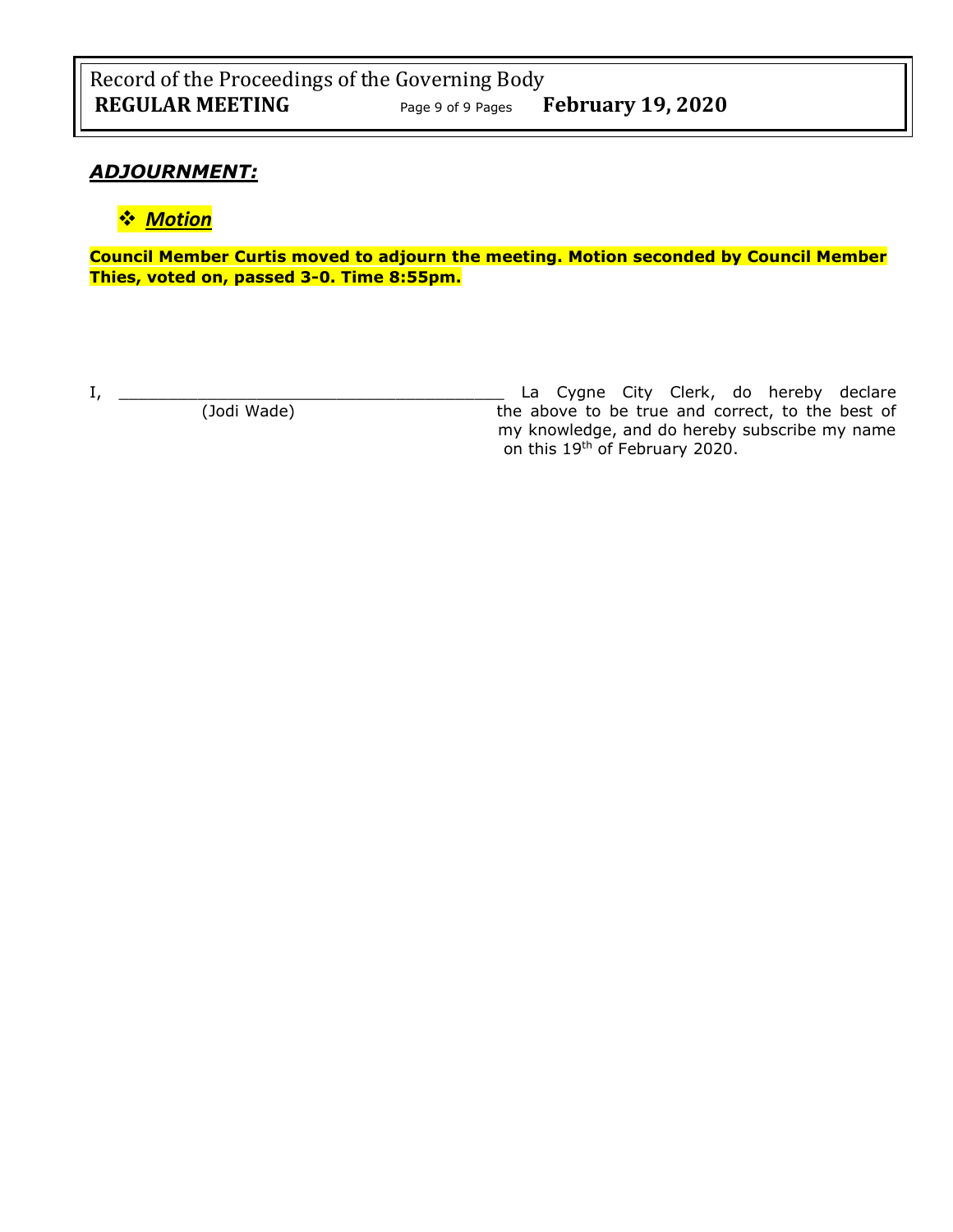## *ADJOURNMENT:*

❖ ***Motion***

**Council Member Curtis moved to adjourn the meeting. Motion seconded by Council Member Thies, voted on, passed 3-0. Time 8:55pm.**

I, ________________________________________ La Cygne City Clerk, do hereby declare the above to be true and correct, to the best of my knowledge, and do hereby subscribe my name on this 19th of February 2020.

(Jodi Wade)